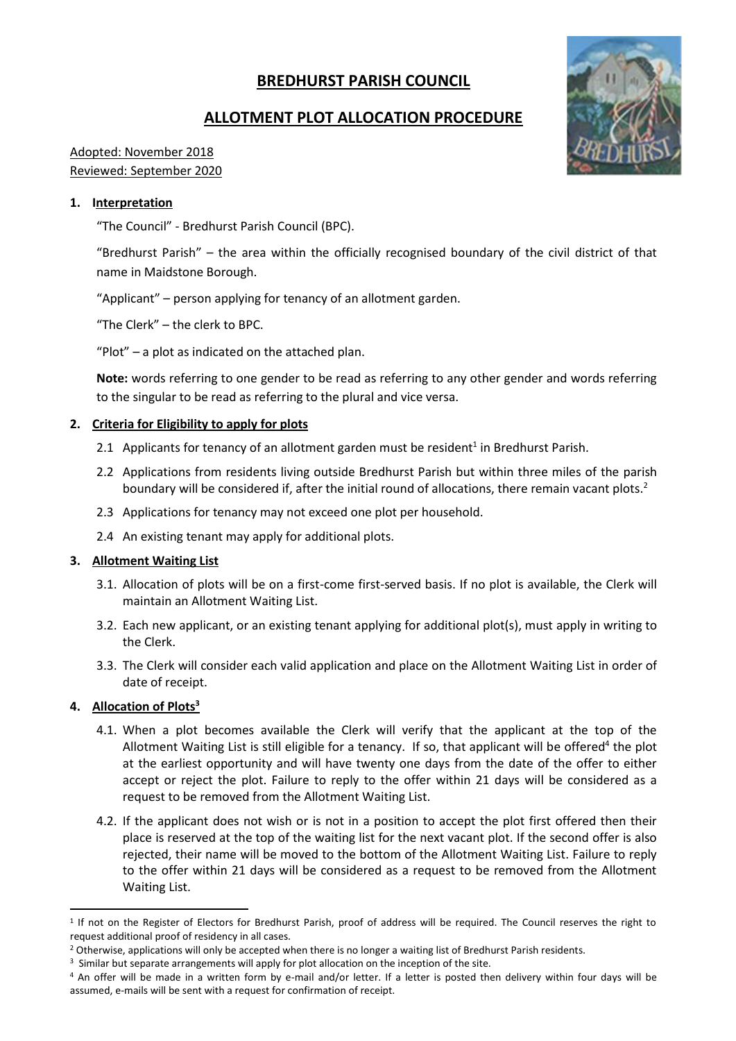# BREDHURST PARISH COUNCIL

## ALLOTMENT PLOT ALLOCATION PROCEDURE

Adopted: November 2018
Reviewed: September 2020

### 1. Interpretation

"The Council" - Bredhurst Parish Council (BPC).

"Bredhurst Parish" – the area within the officially recognised boundary of the civil district of that name in Maidstone Borough.

"Applicant" – person applying for tenancy of an allotment garden.

"The Clerk" – the clerk to BPC.

"Plot" – a plot as indicated on the attached plan.

**Note:** words referring to one gender to be read as referring to any other gender and words referring to the singular to be read as referring to the plural and vice versa.

### 2. Criteria for Eligibility to apply for plots

2.1 Applicants for tenancy of an allotment garden must be resident[1] in Bredhurst Parish.

2.2 Applications from residents living outside Bredhurst Parish but within three miles of the parish boundary will be considered if, after the initial round of allocations, there remain vacant plots.[2]

2.3 Applications for tenancy may not exceed one plot per household.

2.4 An existing tenant may apply for additional plots.

### 3. Allotment Waiting List

3.1. Allocation of plots will be on a first-come first-served basis. If no plot is available, the Clerk will maintain an Allotment Waiting List.

3.2. Each new applicant, or an existing tenant applying for additional plot(s), must apply in writing to the Clerk.

3.3. The Clerk will consider each valid application and place on the Allotment Waiting List in order of date of receipt.

### 4. Allocation of Plots[3]

4.1. When a plot becomes available the Clerk will verify that the applicant at the top of the Allotment Waiting List is still eligible for a tenancy. If so, that applicant will be offered[4] the plot at the earliest opportunity and will have twenty one days from the date of the offer to either accept or reject the plot. Failure to reply to the offer within 21 days will be considered as a request to be removed from the Allotment Waiting List.

4.2. If the applicant does not wish or is not in a position to accept the plot first offered then their place is reserved at the top of the waiting list for the next vacant plot. If the second offer is also rejected, their name will be moved to the bottom of the Allotment Waiting List. Failure to reply to the offer within 21 days will be considered as a request to be removed from the Allotment Waiting List.

---

[1] If not on the Register of Electors for Bredhurst Parish, proof of address will be required. The Council reserves the right to request additional proof of residency in all cases.

[2] Otherwise, applications will only be accepted when there is no longer a waiting list of Bredhurst Parish residents.

[3] Similar but separate arrangements will apply for plot allocation on the inception of the site.

[4] An offer will be made in a written form by e-mail and/or letter. If a letter is posted then delivery within four days will be assumed, e-mails will be sent with a request for confirmation of receipt.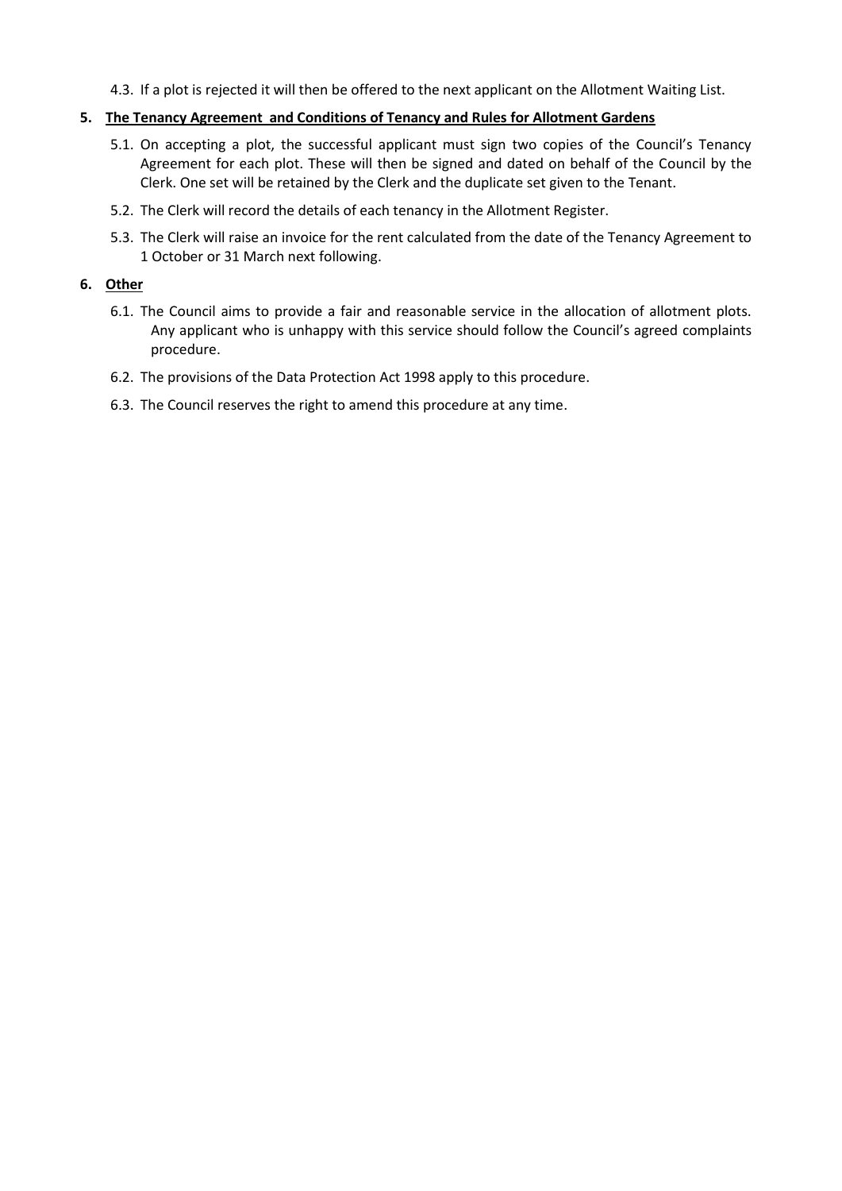4.3. If a plot is rejected it will then be offered to the next applicant on the Allotment Waiting List.

## 5. The Tenancy Agreement and Conditions of Tenancy and Rules for Allotment Gardens

5.1. On accepting a plot, the successful applicant must sign two copies of the Council's Tenancy Agreement for each plot. These will then be signed and dated on behalf of the Council by the Clerk. One set will be retained by the Clerk and the duplicate set given to the Tenant.

5.2. The Clerk will record the details of each tenancy in the Allotment Register.

5.3. The Clerk will raise an invoice for the rent calculated from the date of the Tenancy Agreement to 1 October or 31 March next following.

## 6. Other

6.1. The Council aims to provide a fair and reasonable service in the allocation of allotment plots. Any applicant who is unhappy with this service should follow the Council's agreed complaints procedure.

6.2. The provisions of the Data Protection Act 1998 apply to this procedure.

6.3. The Council reserves the right to amend this procedure at any time.